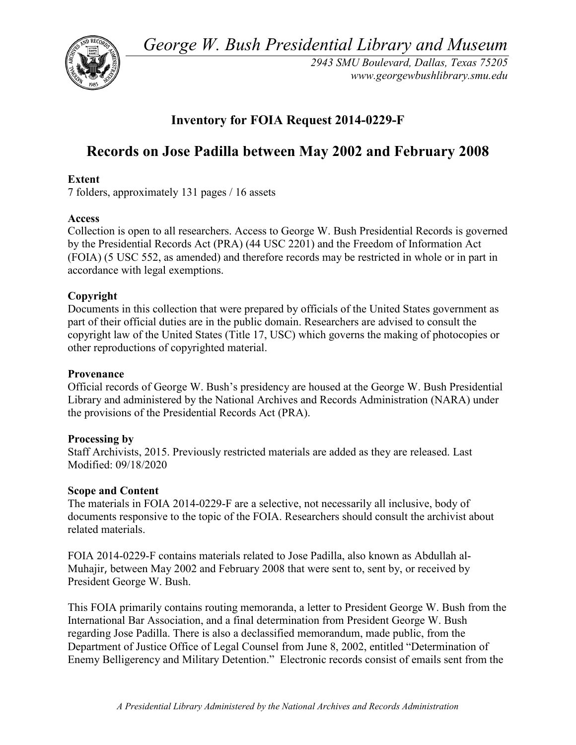*George W. Bush Presidential Library and Museum*

*2943 SMU Boulevard, Dallas, Texas 75205*
*www.georgewbushlibrary.smu.edu*

## Inventory for FOIA Request 2014-0229-F

# Records on Jose Padilla between May 2002 and February 2008

**Extent**
7 folders, approximately 131 pages / 16 assets

**Access**
Collection is open to all researchers. Access to George W. Bush Presidential Records is governed by the Presidential Records Act (PRA) (44 USC 2201) and the Freedom of Information Act (FOIA) (5 USC 552, as amended) and therefore records may be restricted in whole or in part in accordance with legal exemptions.

**Copyright**
Documents in this collection that were prepared by officials of the United States government as part of their official duties are in the public domain. Researchers are advised to consult the copyright law of the United States (Title 17, USC) which governs the making of photocopies or other reproductions of copyrighted material.

**Provenance**
Official records of George W. Bush's presidency are housed at the George W. Bush Presidential Library and administered by the National Archives and Records Administration (NARA) under the provisions of the Presidential Records Act (PRA).

**Processing by**
Staff Archivists, 2015. Previously restricted materials are added as they are released. Last Modified: 09/18/2020

**Scope and Content**
The materials in FOIA 2014-0229-F are a selective, not necessarily all inclusive, body of documents responsive to the topic of the FOIA. Researchers should consult the archivist about related materials.

FOIA 2014-0229-F contains materials related to Jose Padilla, also known as Abdullah al-Muhajir, between May 2002 and February 2008 that were sent to, sent by, or received by President George W. Bush.

This FOIA primarily contains routing memoranda, a letter to President George W. Bush from the International Bar Association, and a final determination from President George W. Bush regarding Jose Padilla. There is also a declassified memorandum, made public, from the Department of Justice Office of Legal Counsel from June 8, 2002, entitled "Determination of Enemy Belligerency and Military Detention." Electronic records consist of emails sent from the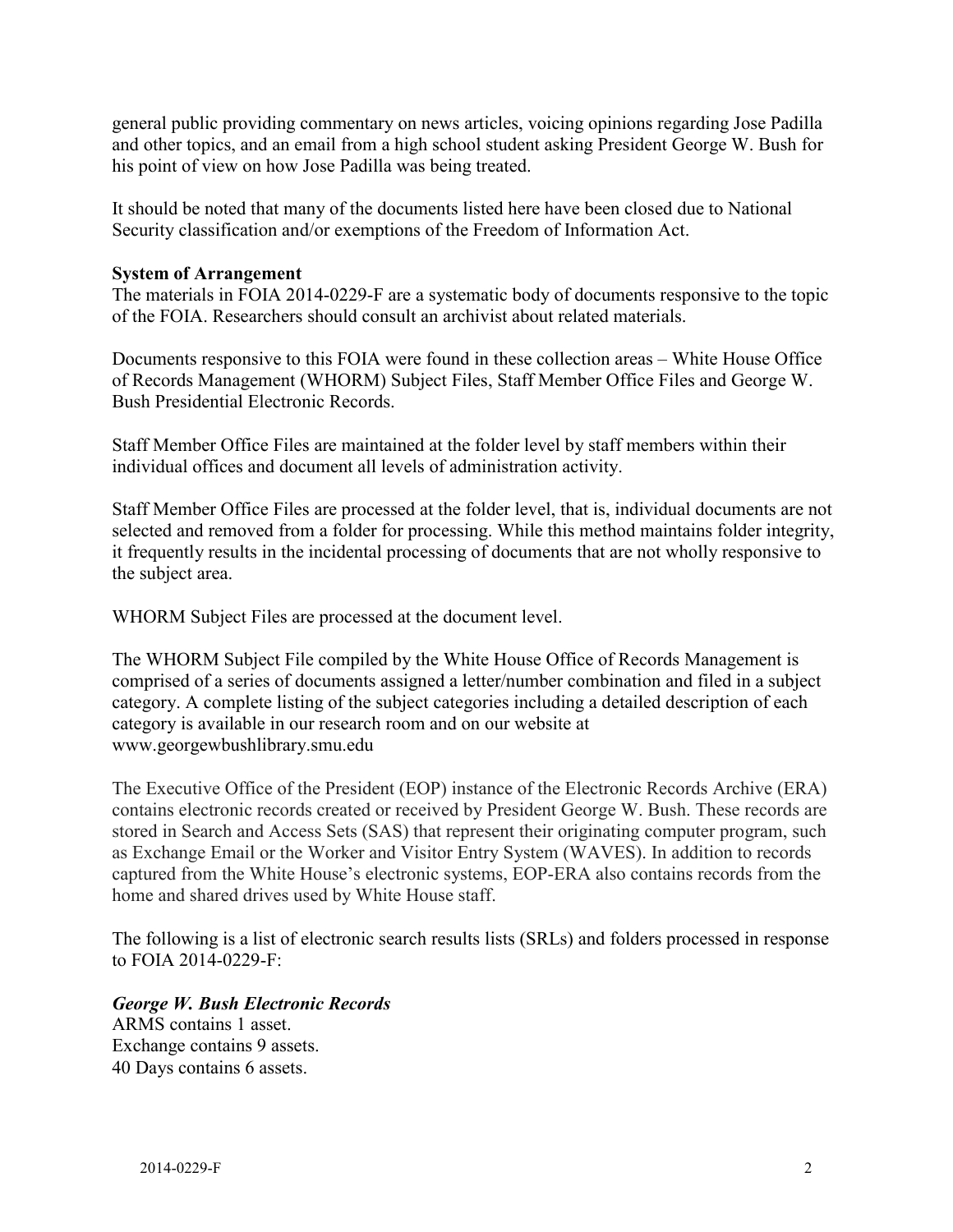general public providing commentary on news articles, voicing opinions regarding Jose Padilla and other topics, and an email from a high school student asking President George W. Bush for his point of view on how Jose Padilla was being treated.

It should be noted that many of the documents listed here have been closed due to National Security classification and/or exemptions of the Freedom of Information Act.

**System of Arrangement**

The materials in FOIA 2014-0229-F are a systematic body of documents responsive to the topic of the FOIA. Researchers should consult an archivist about related materials.

Documents responsive to this FOIA were found in these collection areas – White House Office of Records Management (WHORM) Subject Files, Staff Member Office Files and George W. Bush Presidential Electronic Records.

Staff Member Office Files are maintained at the folder level by staff members within their individual offices and document all levels of administration activity.

Staff Member Office Files are processed at the folder level, that is, individual documents are not selected and removed from a folder for processing. While this method maintains folder integrity, it frequently results in the incidental processing of documents that are not wholly responsive to the subject area.

WHORM Subject Files are processed at the document level.

The WHORM Subject File compiled by the White House Office of Records Management is comprised of a series of documents assigned a letter/number combination and filed in a subject category. A complete listing of the subject categories including a detailed description of each category is available in our research room and on our website at www.georgewbushlibrary.smu.edu

The Executive Office of the President (EOP) instance of the Electronic Records Archive (ERA) contains electronic records created or received by President George W. Bush. These records are stored in Search and Access Sets (SAS) that represent their originating computer program, such as Exchange Email or the Worker and Visitor Entry System (WAVES). In addition to records captured from the White House's electronic systems, EOP-ERA also contains records from the home and shared drives used by White House staff.

The following is a list of electronic search results lists (SRLs) and folders processed in response to FOIA 2014-0229-F:

***George W. Bush Electronic Records***

ARMS contains 1 asset.
Exchange contains 9 assets.
40 Days contains 6 assets.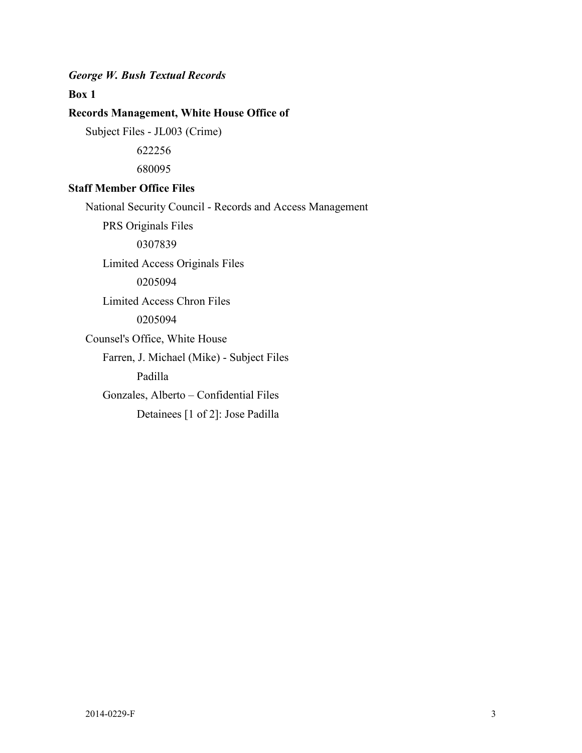***George W. Bush Textual Records***

**Box 1**

**Records Management, White House Office of**

- Subject Files - JL003 (Crime)
  - 622256
  - 680095

**Staff Member Office Files**

- National Security Council - Records and Access Management
  - PRS Originals Files
    - 0307839
  - Limited Access Originals Files
    - 0205094
  - Limited Access Chron Files
    - 0205094
- Counsel's Office, White House
  - Farren, J. Michael (Mike) - Subject Files
    - Padilla
  - Gonzales, Alberto – Confidential Files
    - Detainees [1 of 2]: Jose Padilla